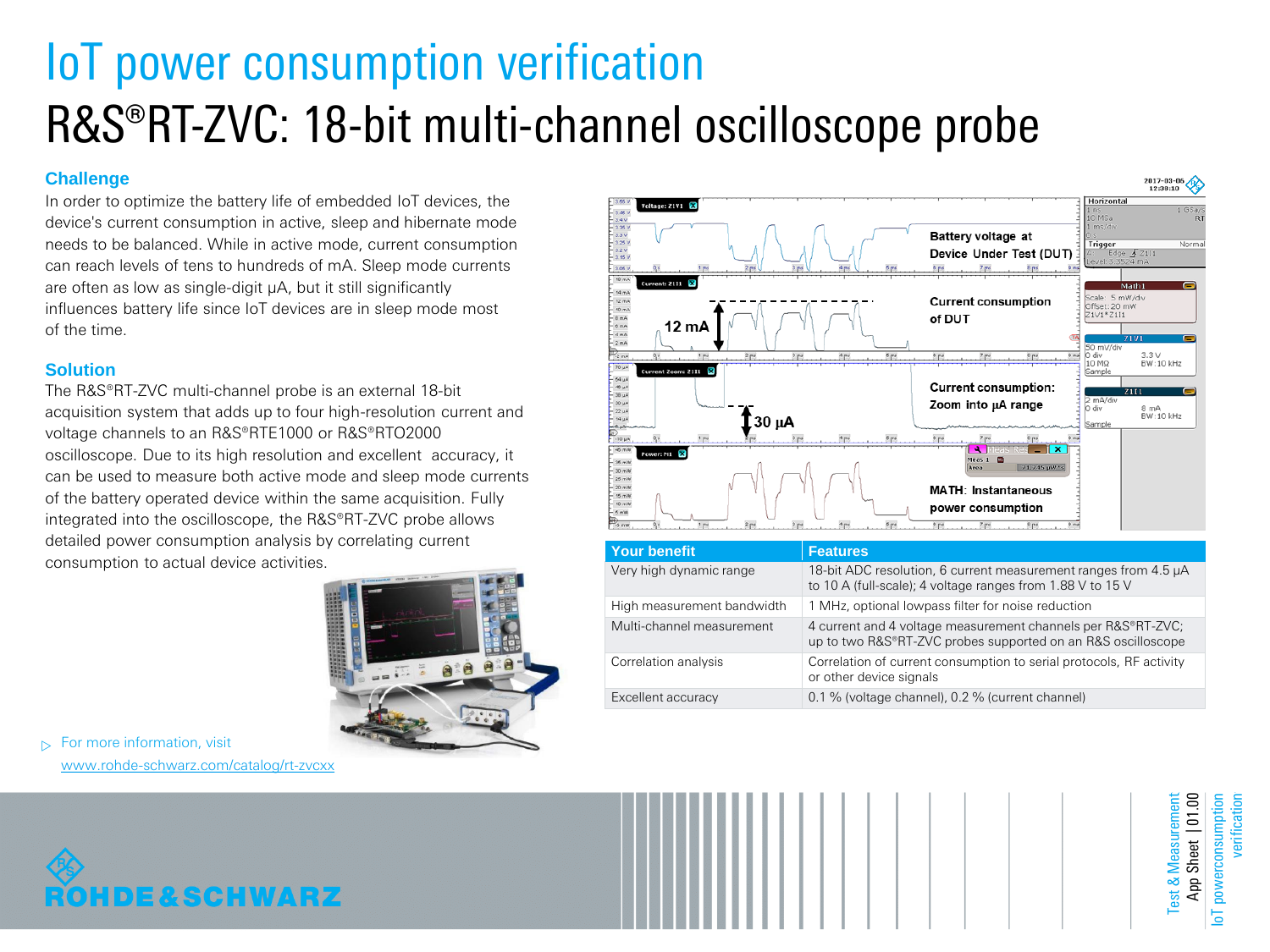# IoT power consumption verification

## R&S®RT-ZVC: 18-bit multi-channel oscilloscope probe

### Challenge

In order to optimize the battery life of embedded IoT devices, the device's current consumption in active, sleep and hibernate mode needs to be balanced. While in active mode, current consumption can reach levels of tens to hundreds of mA. Sleep mode currents are often as low as single-digit µA, but it still significantly influences battery life since IoT devices are in sleep mode most of the time.

### Solution

The R&S®RT-ZVC multi-channel probe is an external 18-bit acquisition system that adds up to four high-resolution current and voltage channels to an R&S®RTE1000 or R&S®RTO2000 oscilloscope. Due to its high resolution and excellent accuracy, it can be used to measure both active mode and sleep mode currents of the battery operated device within the same acquisition. Fully integrated into the oscilloscope, the R&S®RT-ZVC probe allows detailed power consumption analysis by correlating current consumption to actual device activities.

Battery voltage at Device Under Test (DUT)

Current consumption of DUT — 12 mA

Current consumption: Zoom into µA range — 30 µA

MATH: Instantaneous power consumption

| Your benefit | Features |
|---|---|
| Very high dynamic range | 18-bit ADC resolution, 6 current measurement ranges from 4.5 µA to 10 A (full-scale); 4 voltage ranges from 1.88 V to 15 V |
| High measurement bandwidth | 1 MHz, optional lowpass filter for noise reduction |
| Multi-channel measurement | 4 current and 4 voltage measurement channels per R&S®RT-ZVC; up to two R&S®RT-ZVC probes supported on an R&S oscilloscope |
| Correlation analysis | Correlation of current consumption to serial protocols, RF activity or other device signals |
| Excellent accuracy | 0.1 % (voltage channel), 0.2 % (current channel) |

▷ For more information, visit
www.rohde-schwarz.com/catalog/rt-zvcxx

ROHDE&SCHWARZ

Test & Measurement
App Sheet | 01.00
IoT powerconsumption verification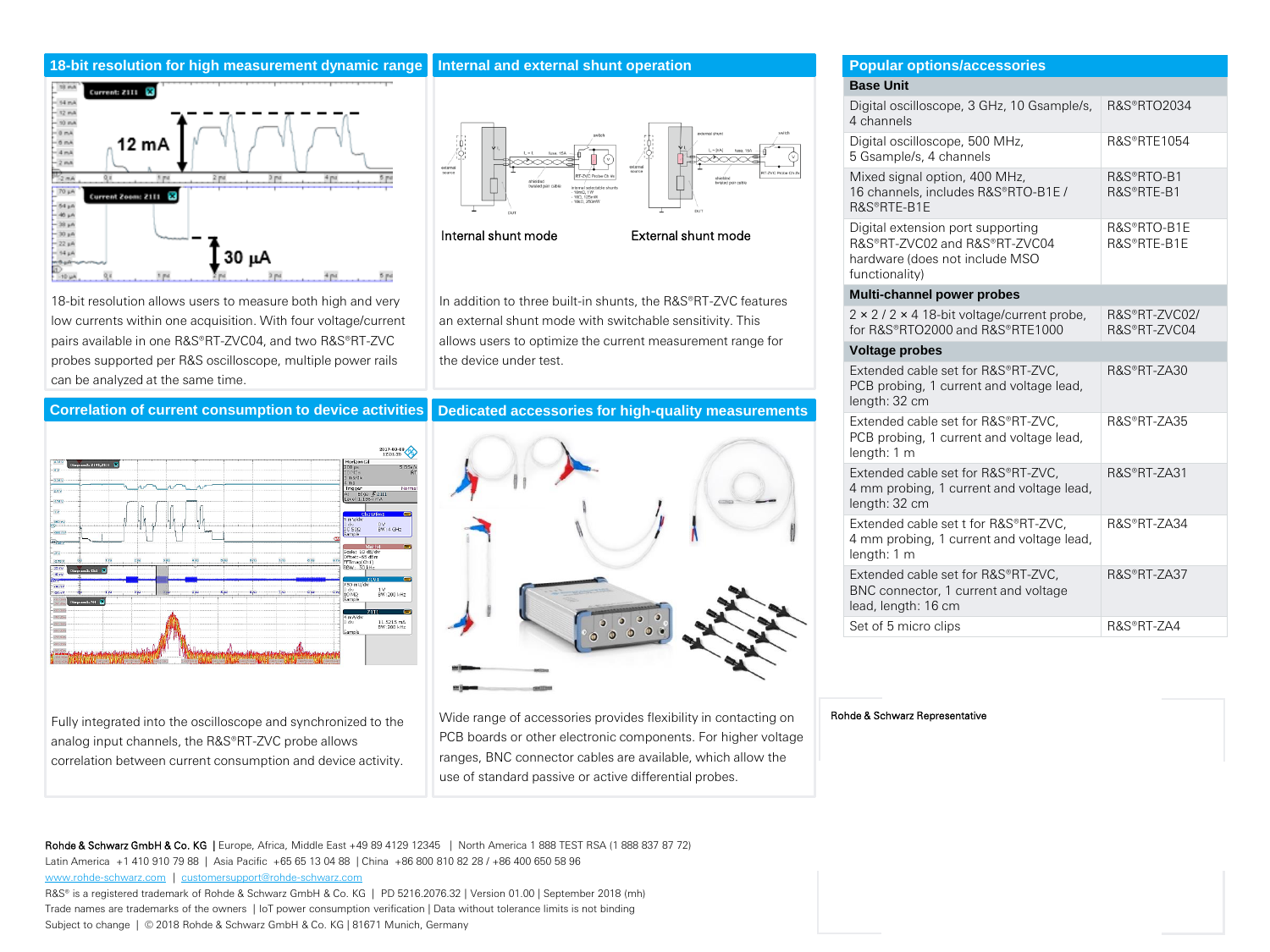## 18-bit resolution for high measurement dynamic range

12 mA

30 µA

18-bit resolution allows users to measure both high and very low currents within one acquisition. With four voltage/current pairs available in one R&S®RT-ZVC04, and two R&S®RT-ZVC probes supported per R&S oscilloscope, multiple power rails can be analyzed at the same time.

## Internal and external shunt operation

Internal shunt mode

External shunt mode

In addition to three built-in shunts, the R&S®RT-ZVC features an external shunt mode with switchable sensitivity. This allows users to optimize the current measurement range for the device under test.

## Correlation of current consumption to device activities

Fully integrated into the oscilloscope and synchronized to the analog input channels, the R&S®RT-ZVC probe allows correlation between current consumption and device activity.

## Dedicated accessories for high-quality measurements

Wide range of accessories provides flexibility in contacting on PCB boards or other electronic components. For higher voltage ranges, BNC connector cables are available, which allow the use of standard passive or active differential probes.

## Popular options/accessories

| | |
|---|---|
| **Base Unit** | |
| Digital oscilloscope, 3 GHz, 10 Gsample/s, 4 channels | R&S®RTO2034 |
| Digital oscilloscope, 500 MHz, 5 Gsample/s, 4 channels | R&S®RTE1054 |
| Mixed signal option, 400 MHz, 16 channels, includes R&S®RTO-B1E / R&S®RTE-B1E | R&S®RTO-B1 R&S®RTE-B1 |
| Digital extension port supporting R&S®RT-ZVC02 and R&S®RT-ZVC04 hardware (does not include MSO functionality) | R&S®RTO-B1E R&S®RTE-B1E |
| **Multi-channel power probes** | |
| 2 × 2 / 2 × 4 18-bit voltage/current probe, for R&S®RTO2000 and R&S®RTE1000 | R&S®RT-ZVC02/ R&S®RT-ZVC04 |
| **Voltage probes** | |
| Extended cable set for R&S®RT-ZVC, PCB probing, 1 current and voltage lead, length: 32 cm | R&S®RT-ZA30 |
| Extended cable set for R&S®RT-ZVC, PCB probing, 1 current and voltage lead, length: 1 m | R&S®RT-ZA35 |
| Extended cable set for R&S®RT-ZVC, 4 mm probing, 1 current and voltage lead, length: 32 cm | R&S®RT-ZA31 |
| Extended cable set t for R&S®RT-ZVC, 4 mm probing, 1 current and voltage lead, length: 1 m | R&S®RT-ZA34 |
| Extended cable set for R&S®RT-ZVC, BNC connector, 1 current and voltage lead, length: 16 cm | R&S®RT-ZA37 |
| Set of 5 micro clips | R&S®RT-ZA4 |

Rohde & Schwarz Representative

**Rohde & Schwarz GmbH & Co. KG** | Europe, Africa, Middle East +49 89 4129 12345 | North America 1 888 TEST RSA (1 888 837 87 72)
Latin America +1 410 910 79 88 | Asia Pacific +65 65 13 04 88 | China +86 800 810 82 28 / +86 400 650 58 96
www.rohde-schwarz.com | customersupport@rohde-schwarz.com
R&S® is a registered trademark of Rohde & Schwarz GmbH & Co. KG | PD 5216.2076.32 | Version 01.00 | September 2018 (mh)
Trade names are trademarks of the owners | IoT power consumption verification | Data without tolerance limits is not binding
Subject to change | © 2018 Rohde & Schwarz GmbH & Co. KG | 81671 Munich, Germany